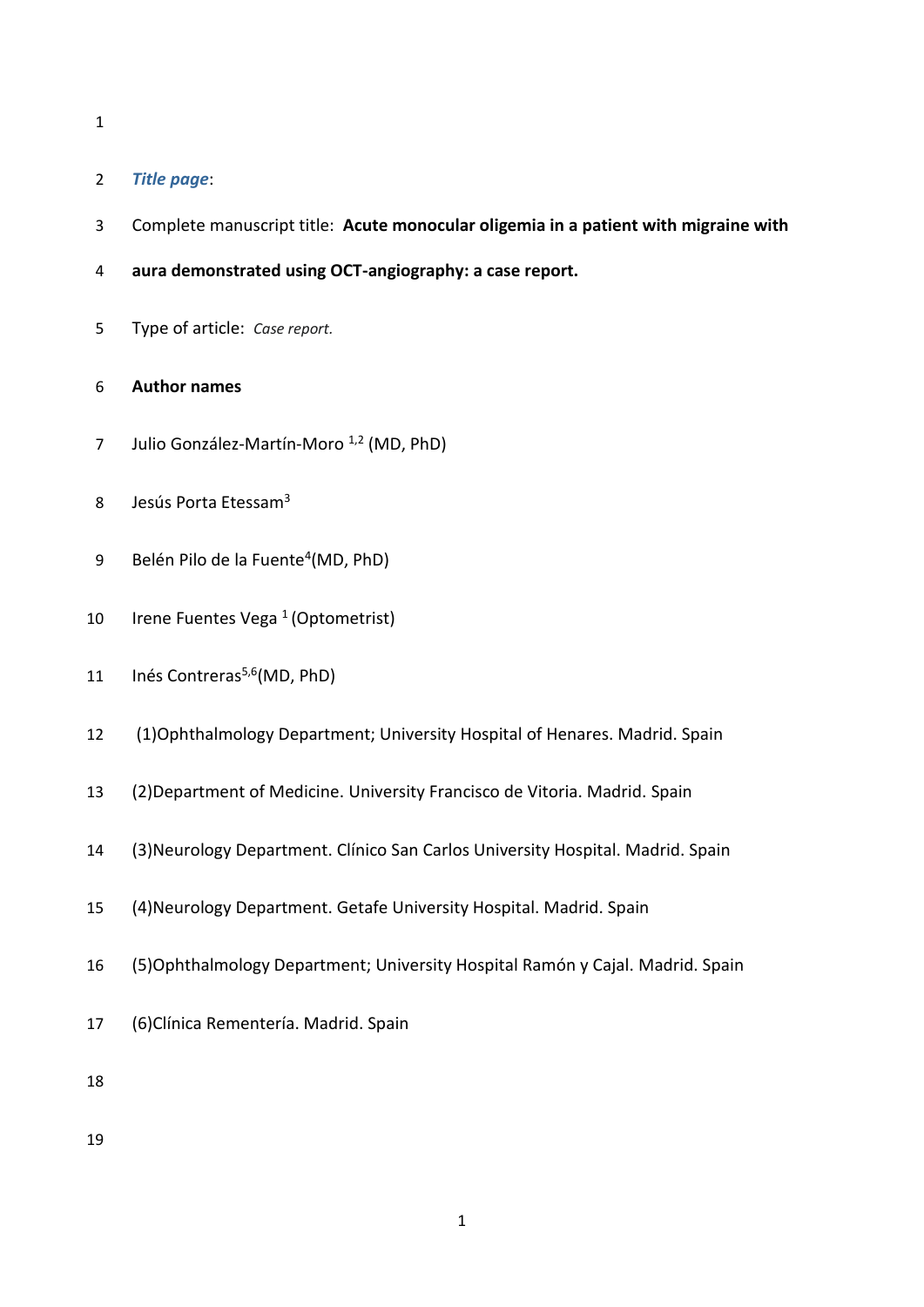***Title page***:

Complete manuscript title: **Acute monocular oligemia in a patient with migraine with aura demonstrated using OCT-angiography: a case report.**

Type of article: *Case report.*

**Author names**

Julio González-Martín-Moro [1,2] (MD, PhD)

Jesús Porta Etessam[3]

Belén Pilo de la Fuente[4](MD, PhD)

Irene Fuentes Vega [1] (Optometrist)

Inés Contreras[5,6](MD, PhD)

(1)Ophthalmology Department; University Hospital of Henares. Madrid. Spain

(2)Department of Medicine. University Francisco de Vitoria. Madrid. Spain

(3)Neurology Department. Clínico San Carlos University Hospital. Madrid. Spain

(4)Neurology Department. Getafe University Hospital. Madrid. Spain

(5)Ophthalmology Department; University Hospital Ramón y Cajal. Madrid. Spain

(6)Clínica Rementería. Madrid. Spain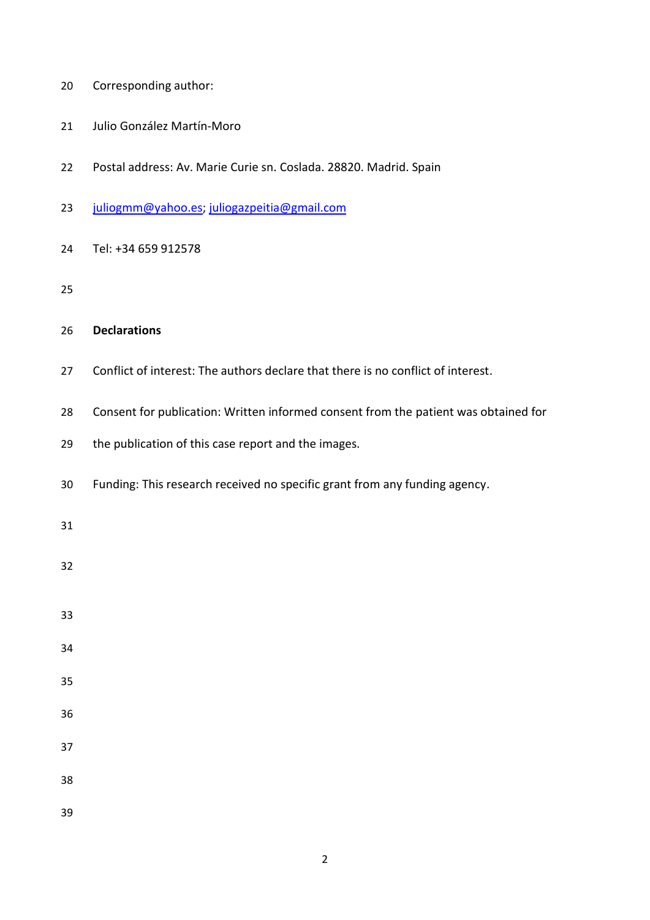Corresponding author:

Julio González Martín-Moro

Postal address: Av. Marie Curie sn. Coslada. 28820. Madrid. Spain

juliogmm@yahoo.es; juliogazpeitia@gmail.com

Tel: +34 659 912578

**Declarations**

Conflict of interest: The authors declare that there is no conflict of interest.

Consent for publication: Written informed consent from the patient was obtained for the publication of this case report and the images.

Funding: This research received no specific grant from any funding agency.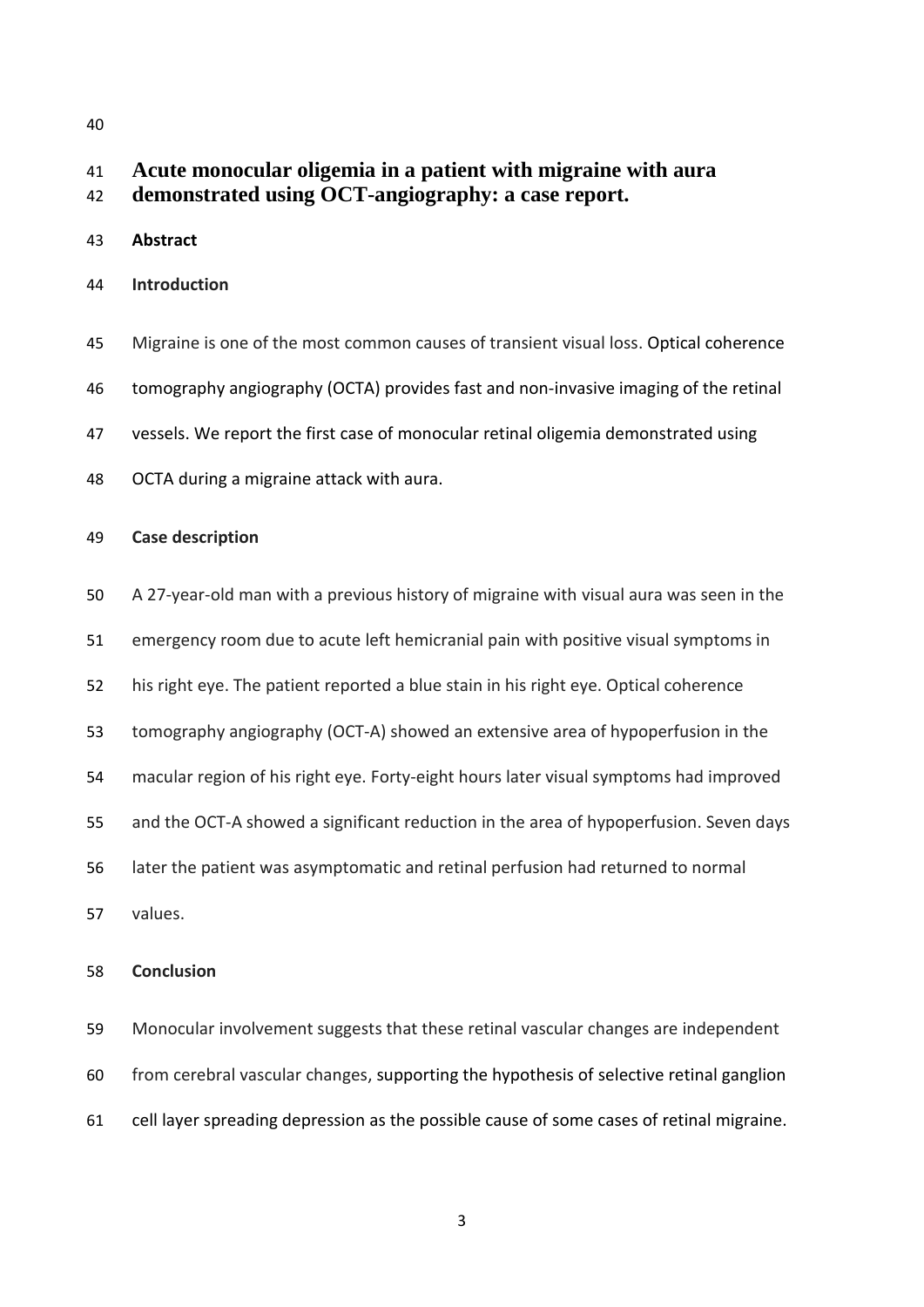# Acute monocular oligemia in a patient with migraine with aura demonstrated using OCT-angiography: a case report.

## Abstract

### Introduction

Migraine is one of the most common causes of transient visual loss. Optical coherence tomography angiography (OCTA) provides fast and non-invasive imaging of the retinal vessels. We report the first case of monocular retinal oligemia demonstrated using OCTA during a migraine attack with aura.

### Case description

A 27-year-old man with a previous history of migraine with visual aura was seen in the emergency room due to acute left hemicranial pain with positive visual symptoms in his right eye. The patient reported a blue stain in his right eye. Optical coherence tomography angiography (OCT-A) showed an extensive area of hypoperfusion in the macular region of his right eye. Forty-eight hours later visual symptoms had improved and the OCT-A showed a significant reduction in the area of hypoperfusion. Seven days later the patient was asymptomatic and retinal perfusion had returned to normal values.

### Conclusion

Monocular involvement suggests that these retinal vascular changes are independent from cerebral vascular changes, supporting the hypothesis of selective retinal ganglion cell layer spreading depression as the possible cause of some cases of retinal migraine.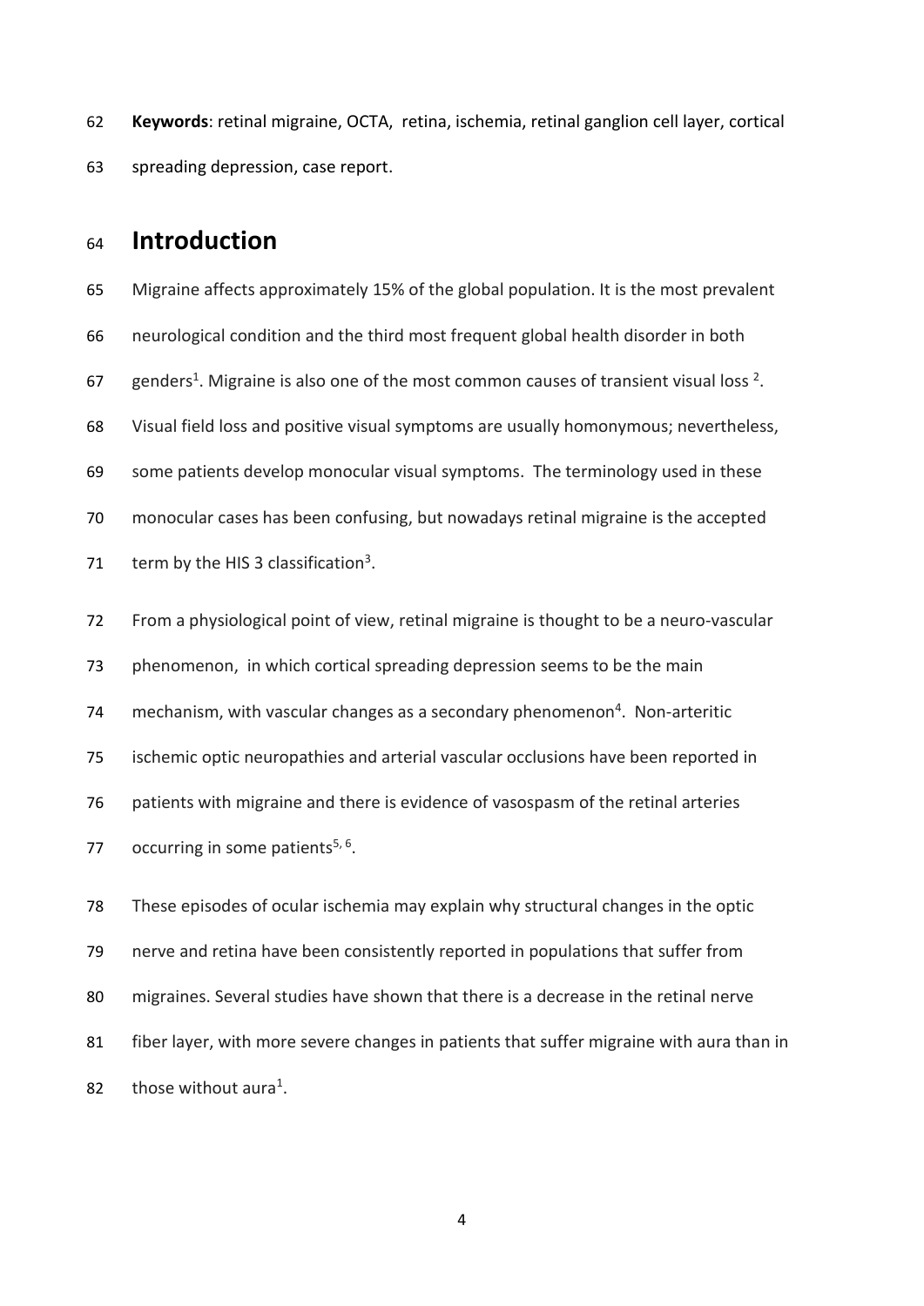**Keywords**: retinal migraine, OCTA, retina, ischemia, retinal ganglion cell layer, cortical spreading depression, case report.

## Introduction

Migraine affects approximately 15% of the global population. It is the most prevalent neurological condition and the third most frequent global health disorder in both genders[1]. Migraine is also one of the most common causes of transient visual loss [2]. Visual field loss and positive visual symptoms are usually homonymous; nevertheless, some patients develop monocular visual symptoms. The terminology used in these monocular cases has been confusing, but nowadays retinal migraine is the accepted term by the HIS 3 classification[3].

From a physiological point of view, retinal migraine is thought to be a neuro-vascular phenomenon, in which cortical spreading depression seems to be the main mechanism, with vascular changes as a secondary phenomenon[4]. Non-arteritic ischemic optic neuropathies and arterial vascular occlusions have been reported in patients with migraine and there is evidence of vasospasm of the retinal arteries occurring in some patients[5, 6].

These episodes of ocular ischemia may explain why structural changes in the optic nerve and retina have been consistently reported in populations that suffer from migraines. Several studies have shown that there is a decrease in the retinal nerve fiber layer, with more severe changes in patients that suffer migraine with aura than in those without aura[1].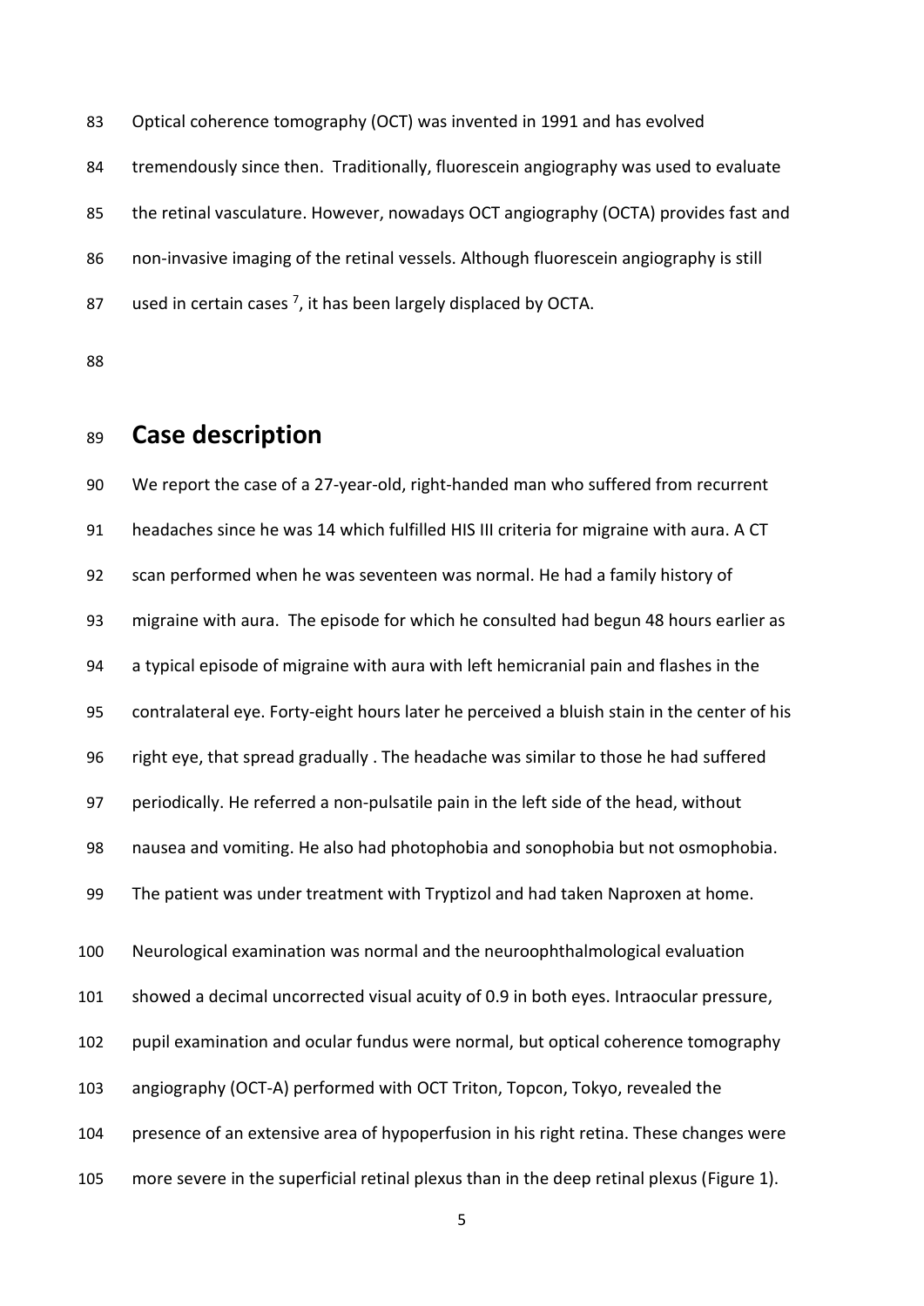Optical coherence tomography (OCT) was invented in 1991 and has evolved tremendously since then. Traditionally, fluorescein angiography was used to evaluate the retinal vasculature. However, nowadays OCT angiography (OCTA) provides fast and non-invasive imaging of the retinal vessels. Although fluorescein angiography is still used in certain cases [7], it has been largely displaced by OCTA.

# Case description

We report the case of a 27-year-old, right-handed man who suffered from recurrent headaches since he was 14 which fulfilled HIS III criteria for migraine with aura. A CT scan performed when he was seventeen was normal. He had a family history of migraine with aura. The episode for which he consulted had begun 48 hours earlier as a typical episode of migraine with aura with left hemicranial pain and flashes in the contralateral eye. Forty-eight hours later he perceived a bluish stain in the center of his right eye, that spread gradually . The headache was similar to those he had suffered periodically. He referred a non-pulsatile pain in the left side of the head, without nausea and vomiting. He also had photophobia and sonophobia but not osmophobia. The patient was under treatment with Tryptizol and had taken Naproxen at home.

Neurological examination was normal and the neuroophthalmological evaluation showed a decimal uncorrected visual acuity of 0.9 in both eyes. Intraocular pressure, pupil examination and ocular fundus were normal, but optical coherence tomography angiography (OCT-A) performed with OCT Triton, Topcon, Tokyo, revealed the presence of an extensive area of hypoperfusion in his right retina. These changes were more severe in the superficial retinal plexus than in the deep retinal plexus (Figure 1).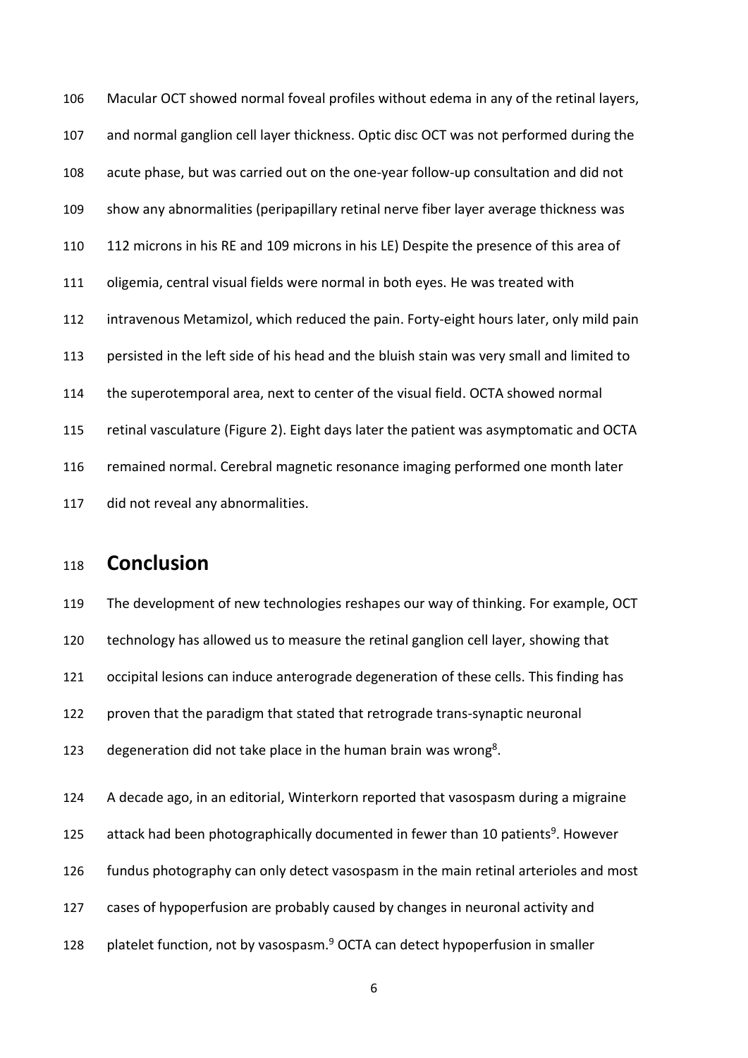Macular OCT showed normal foveal profiles without edema in any of the retinal layers, and normal ganglion cell layer thickness. Optic disc OCT was not performed during the acute phase, but was carried out on the one-year follow-up consultation and did not show any abnormalities (peripapillary retinal nerve fiber layer average thickness was 112 microns in his RE and 109 microns in his LE) Despite the presence of this area of oligemia, central visual fields were normal in both eyes. He was treated with intravenous Metamizol, which reduced the pain. Forty-eight hours later, only mild pain persisted in the left side of his head and the bluish stain was very small and limited to the superotemporal area, next to center of the visual field. OCTA showed normal retinal vasculature (Figure 2). Eight days later the patient was asymptomatic and OCTA remained normal. Cerebral magnetic resonance imaging performed one month later did not reveal any abnormalities.

# Conclusion

The development of new technologies reshapes our way of thinking. For example, OCT technology has allowed us to measure the retinal ganglion cell layer, showing that occipital lesions can induce anterograde degeneration of these cells. This finding has proven that the paradigm that stated that retrograde trans-synaptic neuronal degeneration did not take place in the human brain was wrong[8].

A decade ago, in an editorial, Winterkorn reported that vasospasm during a migraine attack had been photographically documented in fewer than 10 patients[9]. However fundus photography can only detect vasospasm in the main retinal arterioles and most cases of hypoperfusion are probably caused by changes in neuronal activity and platelet function, not by vasospasm.[9] OCTA can detect hypoperfusion in smaller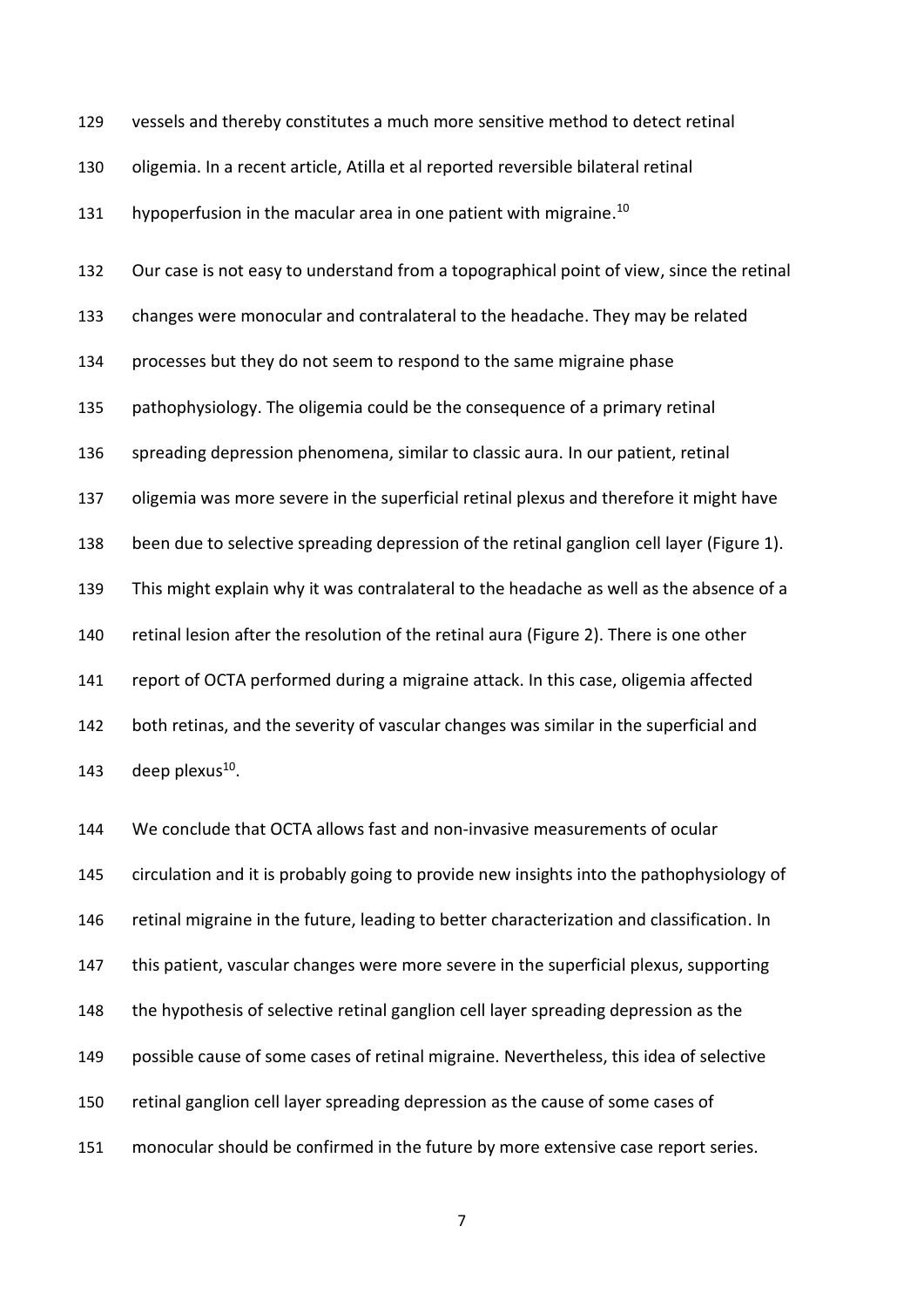vessels and thereby constitutes a much more sensitive method to detect retinal oligemia. In a recent article, Atilla et al reported reversible bilateral retinal hypoperfusion in the macular area in one patient with migraine.[10]

Our case is not easy to understand from a topographical point of view, since the retinal changes were monocular and contralateral to the headache. They may be related processes but they do not seem to respond to the same migraine phase pathophysiology. The oligemia could be the consequence of a primary retinal spreading depression phenomena, similar to classic aura. In our patient, retinal oligemia was more severe in the superficial retinal plexus and therefore it might have been due to selective spreading depression of the retinal ganglion cell layer (Figure 1). This might explain why it was contralateral to the headache as well as the absence of a retinal lesion after the resolution of the retinal aura (Figure 2). There is one other report of OCTA performed during a migraine attack. In this case, oligemia affected both retinas, and the severity of vascular changes was similar in the superficial and deep plexus[10].

We conclude that OCTA allows fast and non-invasive measurements of ocular circulation and it is probably going to provide new insights into the pathophysiology of retinal migraine in the future, leading to better characterization and classification. In this patient, vascular changes were more severe in the superficial plexus, supporting the hypothesis of selective retinal ganglion cell layer spreading depression as the possible cause of some cases of retinal migraine. Nevertheless, this idea of selective retinal ganglion cell layer spreading depression as the cause of some cases of monocular should be confirmed in the future by more extensive case report series.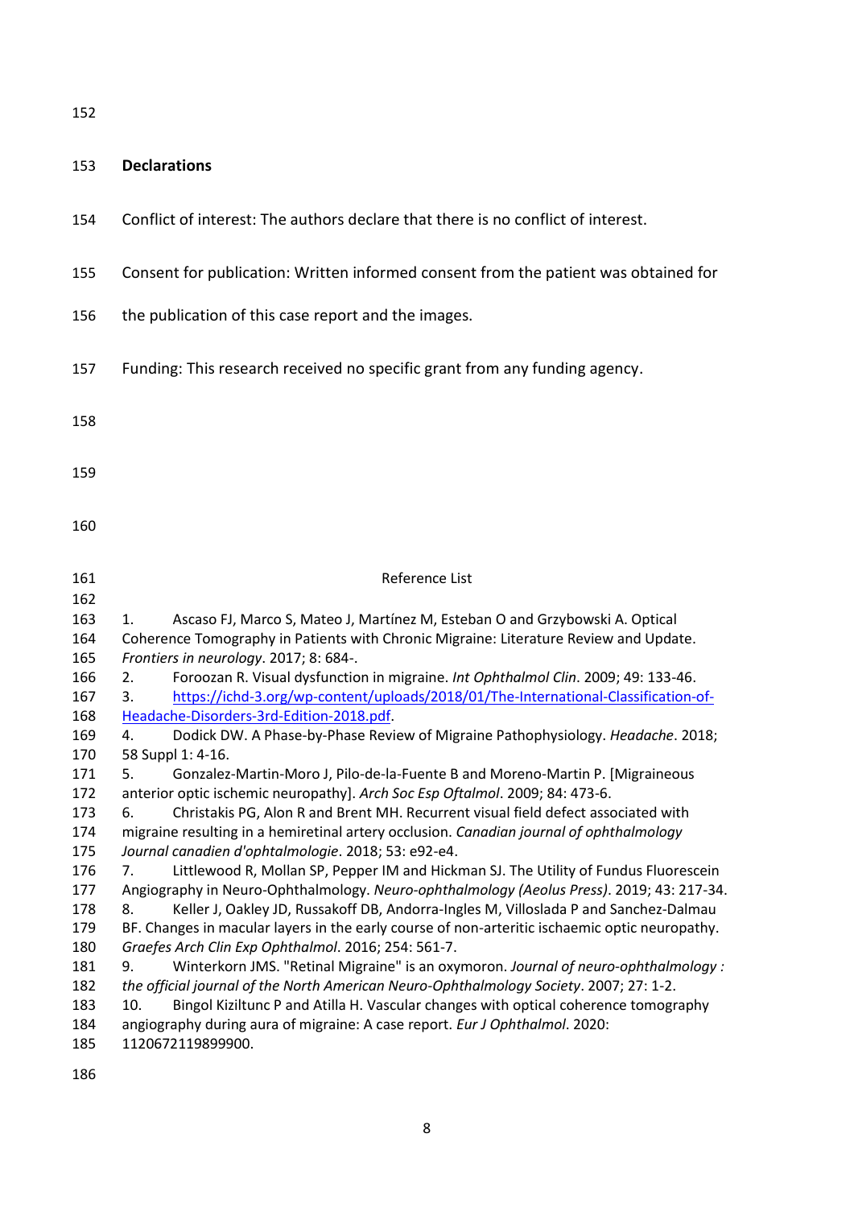## Declarations

Conflict of interest: The authors declare that there is no conflict of interest.

Consent for publication: Written informed consent from the patient was obtained for the publication of this case report and the images.

Funding: This research received no specific grant from any funding agency.

Reference List

1. Ascaso FJ, Marco S, Mateo J, Martínez M, Esteban O and Grzybowski A. Optical Coherence Tomography in Patients with Chronic Migraine: Literature Review and Update. *Frontiers in neurology*. 2017; 8: 684-.
2. Foroozan R. Visual dysfunction in migraine. *Int Ophthalmol Clin*. 2009; 49: 133-46.
3. https://ichd-3.org/wp-content/uploads/2018/01/The-International-Classification-of-Headache-Disorders-3rd-Edition-2018.pdf.
4. Dodick DW. A Phase-by-Phase Review of Migraine Pathophysiology. *Headache*. 2018; 58 Suppl 1: 4-16.
5. Gonzalez-Martin-Moro J, Pilo-de-la-Fuente B and Moreno-Martin P. [Migraineous anterior optic ischemic neuropathy]. *Arch Soc Esp Oftalmol*. 2009; 84: 473-6.
6. Christakis PG, Alon R and Brent MH. Recurrent visual field defect associated with migraine resulting in a hemiretinal artery occlusion. *Canadian journal of ophthalmology Journal canadien d'ophtalmologie*. 2018; 53: e92-e4.
7. Littlewood R, Mollan SP, Pepper IM and Hickman SJ. The Utility of Fundus Fluorescein Angiography in Neuro-Ophthalmology. *Neuro-ophthalmology (Aeolus Press)*. 2019; 43: 217-34.
8. Keller J, Oakley JD, Russakoff DB, Andorra-Ingles M, Villoslada P and Sanchez-Dalmau BF. Changes in macular layers in the early course of non-arteritic ischaemic optic neuropathy. *Graefes Arch Clin Exp Ophthalmol*. 2016; 254: 561-7.
9. Winterkorn JMS. "Retinal Migraine" is an oxymoron. *Journal of neuro-ophthalmology : the official journal of the North American Neuro-Ophthalmology Society*. 2007; 27: 1-2.
10. Bingol Kiziltunc P and Atilla H. Vascular changes with optical coherence tomography angiography during aura of migraine: A case report. *Eur J Ophthalmol*. 2020: 1120672119899900.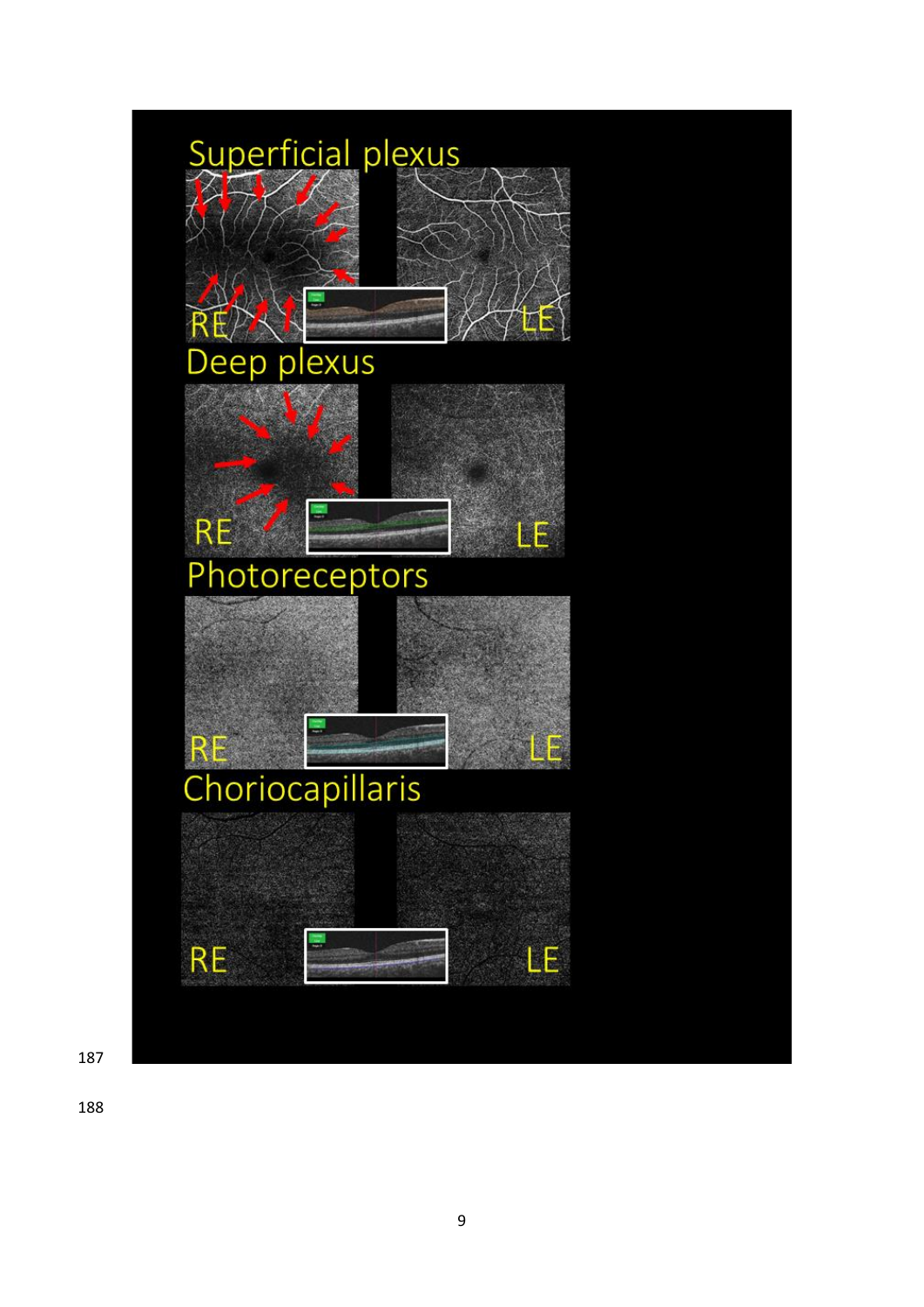Superficial plexus

RE LE

Deep plexus

RE LE

Photoreceptors

RE LE

Choriocapillaris

RE LE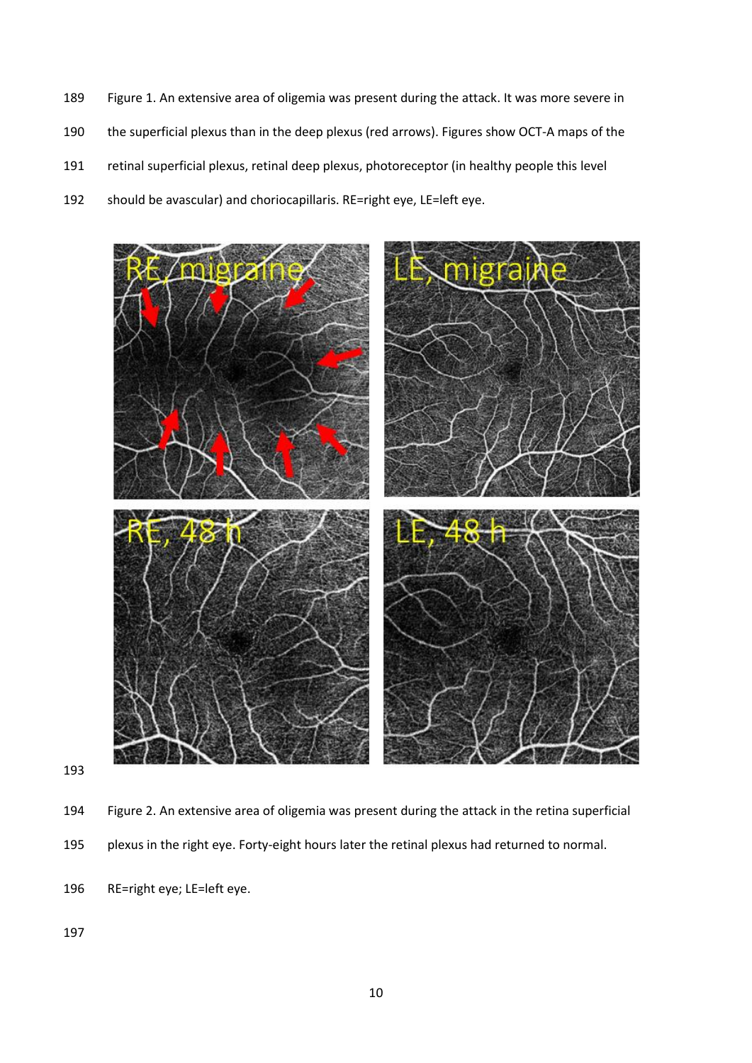Figure 1. An extensive area of oligemia was present during the attack. It was more severe in the superficial plexus than in the deep plexus (red arrows). Figures show OCT-A maps of the retinal superficial plexus, retinal deep plexus, photoreceptor (in healthy people this level should be avascular) and choriocapillaris. RE=right eye, LE=left eye.

Figure 2. An extensive area of oligemia was present during the attack in the retina superficial plexus in the right eye. Forty-eight hours later the retinal plexus had returned to normal.

RE=right eye; LE=left eye.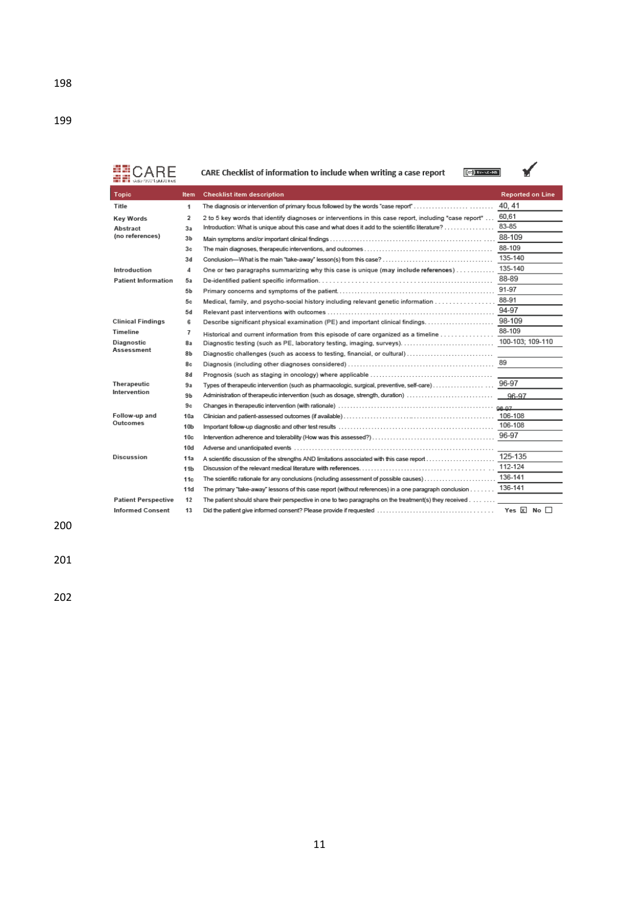CARE Checklist of information to include when writing a case report

| Topic | Item | Checklist item description | Reported on Line |
|---|---|---|---|
| Title | 1 | The diagnosis or intervention of primary focus followed by the words "case report" | 40, 41 |
| Key Words | 2 | 2 to 5 key words that identify diagnoses or interventions in this case report, including "case report" | 60,61 |
| Abstract (no references) | 3a | Introduction: What is unique about this case and what does it add to the scientific literature? | 83-85 |
| | 3b | Main symptoms and/or important clinical findings | 88-109 |
| | 3c | The main diagnoses, therapeutic interventions, and outcomes | 88-109 |
| | 3d | Conclusion—What is the main "take-away" lesson(s) from this case? | 135-140 |
| Introduction | 4 | One or two paragraphs summarizing why this case is unique (may include references) | 135-140 |
| Patient Information | 5a | De-identified patient specific information. | 88-89 |
| | 5b | Primary concerns and symptoms of the patient. | 91-97 |
| | 5c | Medical, family, and psycho-social history including relevant genetic information | 88-91 |
| | 5d | Relevant past interventions with outcomes | 94-97 |
| Clinical Findings | 6 | Describe significant physical examination (PE) and important clinical findings. | 98-109 |
| Timeline | 7 | Historical and current information from this episode of care organized as a timeline | 88-109 |
| Diagnostic Assessment | 8a | Diagnostic testing (such as PE, laboratory testing, imaging, surveys). | 100-103; 109-110 |
| | 8b | Diagnostic challenges (such as access to testing, financial, or cultural) | |
| | 8c | Diagnosis (including other diagnoses considered) | 89 |
| | 8d | Prognosis (such as staging in oncology) where applicable | |
| Therapeutic Intervention | 9a | Types of therapeutic intervention (such as pharmacologic, surgical, preventive, self-care) | 96-97 |
| | 9b | Administration of therapeutic intervention (such as dosage, strength, duration) | 96-97 |
| | 9c | Changes in therapeutic intervention (with rationale) | 96-97 |
| Follow-up and Outcomes | 10a | Clinician and patient-assessed outcomes (if available) | 106-108 |
| | 10b | Important follow-up diagnostic and other test results | 106-108 |
| | 10c | Intervention adherence and tolerability (How was this assessed?) | 96-97 |
| | 10d | Adverse and unanticipated events | |
| Discussion | 11a | A scientific discussion of the strengths AND limitations associated with this case report | 125-135 |
| | 11b | Discussion of the relevant medical literature with references. | 112-124 |
| | 11c | The scientific rationale for any conclusions (including assessment of possible causes) | 136-141 |
| | 11d | The primary "take-away" lessons of this case report (without references) in a one paragraph conclusion | 136-141 |
| Patient Perspective | 12 | The patient should share their perspective in one to two paragraphs on the treatment(s) they received | |
| Informed Consent | 13 | Did the patient give informed consent? Please provide if requested | Yes ☒ No ☐ |